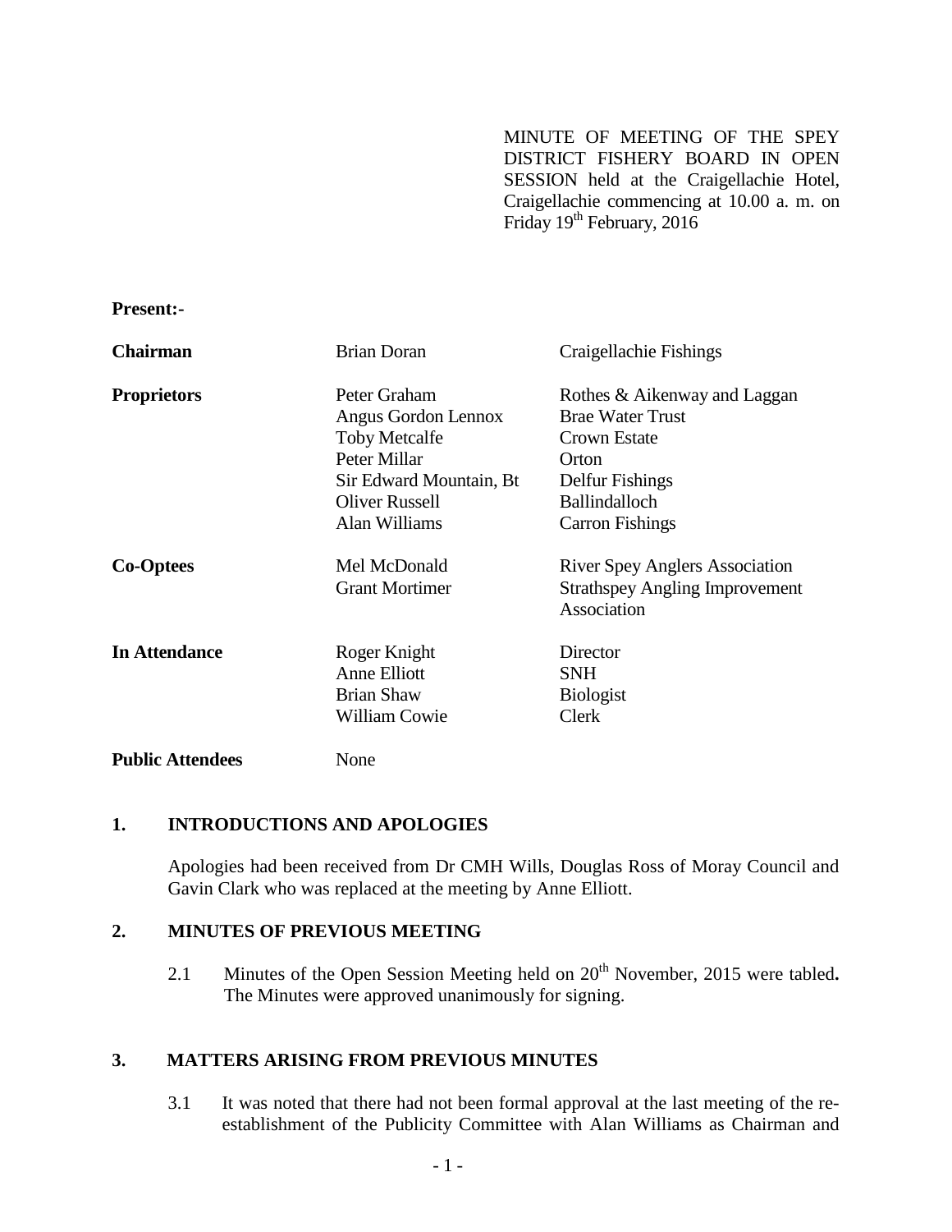MINUTE OF MEETING OF THE SPEY DISTRICT FISHERY BOARD IN OPEN SESSION held at the Craigellachie Hotel, Craigellachie commencing at 10.00 a. m. on Friday 19th February, 2016

**Present:-**

| | | |
|---|---|---|
| **Chairman** | Brian Doran | Craigellachie Fishings |
| **Proprietors** | Peter Graham | Rothes & Aikenway and Laggan |
| | Angus Gordon Lennox | Brae Water Trust |
| | Toby Metcalfe | Crown Estate |
| | Peter Millar | Orton |
| | Sir Edward Mountain, Bt | Delfur Fishings |
| | Oliver Russell | Ballindalloch |
| | Alan Williams | Carron Fishings |
| **Co-Optees** | Mel McDonald | River Spey Anglers Association |
| | Grant Mortimer | Strathspey Angling Improvement Association |
| **In Attendance** | Roger Knight | Director |
| | Anne Elliott | SNH |
| | Brian Shaw | Biologist |
| | William Cowie | Clerk |
| **Public Attendees** | None | |

## 1. INTRODUCTIONS AND APOLOGIES

Apologies had been received from Dr CMH Wills, Douglas Ross of Moray Council and Gavin Clark who was replaced at the meeting by Anne Elliott.

## 2. MINUTES OF PREVIOUS MEETING

2.1 Minutes of the Open Session Meeting held on 20th November, 2015 were tabled**.** The Minutes were approved unanimously for signing.

## 3. MATTERS ARISING FROM PREVIOUS MINUTES

3.1 It was noted that there had not been formal approval at the last meeting of the re-establishment of the Publicity Committee with Alan Williams as Chairman and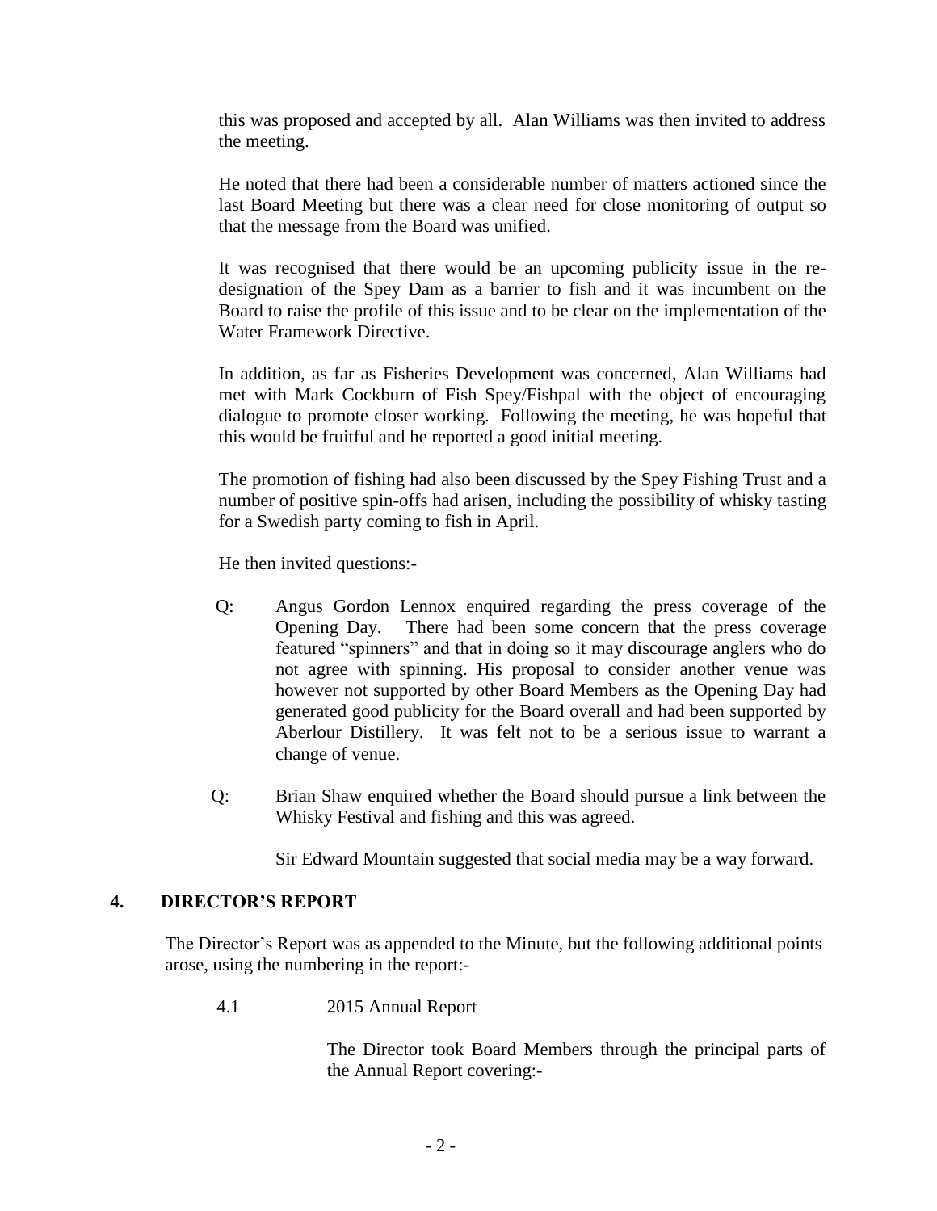this was proposed and accepted by all. Alan Williams was then invited to address the meeting.

He noted that there had been a considerable number of matters actioned since the last Board Meeting but there was a clear need for close monitoring of output so that the message from the Board was unified.

It was recognised that there would be an upcoming publicity issue in the re-designation of the Spey Dam as a barrier to fish and it was incumbent on the Board to raise the profile of this issue and to be clear on the implementation of the Water Framework Directive.

In addition, as far as Fisheries Development was concerned, Alan Williams had met with Mark Cockburn of Fish Spey/Fishpal with the object of encouraging dialogue to promote closer working. Following the meeting, he was hopeful that this would be fruitful and he reported a good initial meeting.

The promotion of fishing had also been discussed by the Spey Fishing Trust and a number of positive spin-offs had arisen, including the possibility of whisky tasting for a Swedish party coming to fish in April.

He then invited questions:-

Q: Angus Gordon Lennox enquired regarding the press coverage of the Opening Day. There had been some concern that the press coverage featured "spinners" and that in doing so it may discourage anglers who do not agree with spinning. His proposal to consider another venue was however not supported by other Board Members as the Opening Day had generated good publicity for the Board overall and had been supported by Aberlour Distillery. It was felt not to be a serious issue to warrant a change of venue.

Q: Brian Shaw enquired whether the Board should pursue a link between the Whisky Festival and fishing and this was agreed.

Sir Edward Mountain suggested that social media may be a way forward.

## 4. DIRECTOR'S REPORT

The Director's Report was as appended to the Minute, but the following additional points arose, using the numbering in the report:-

4.1 2015 Annual Report

The Director took Board Members through the principal parts of the Annual Report covering:-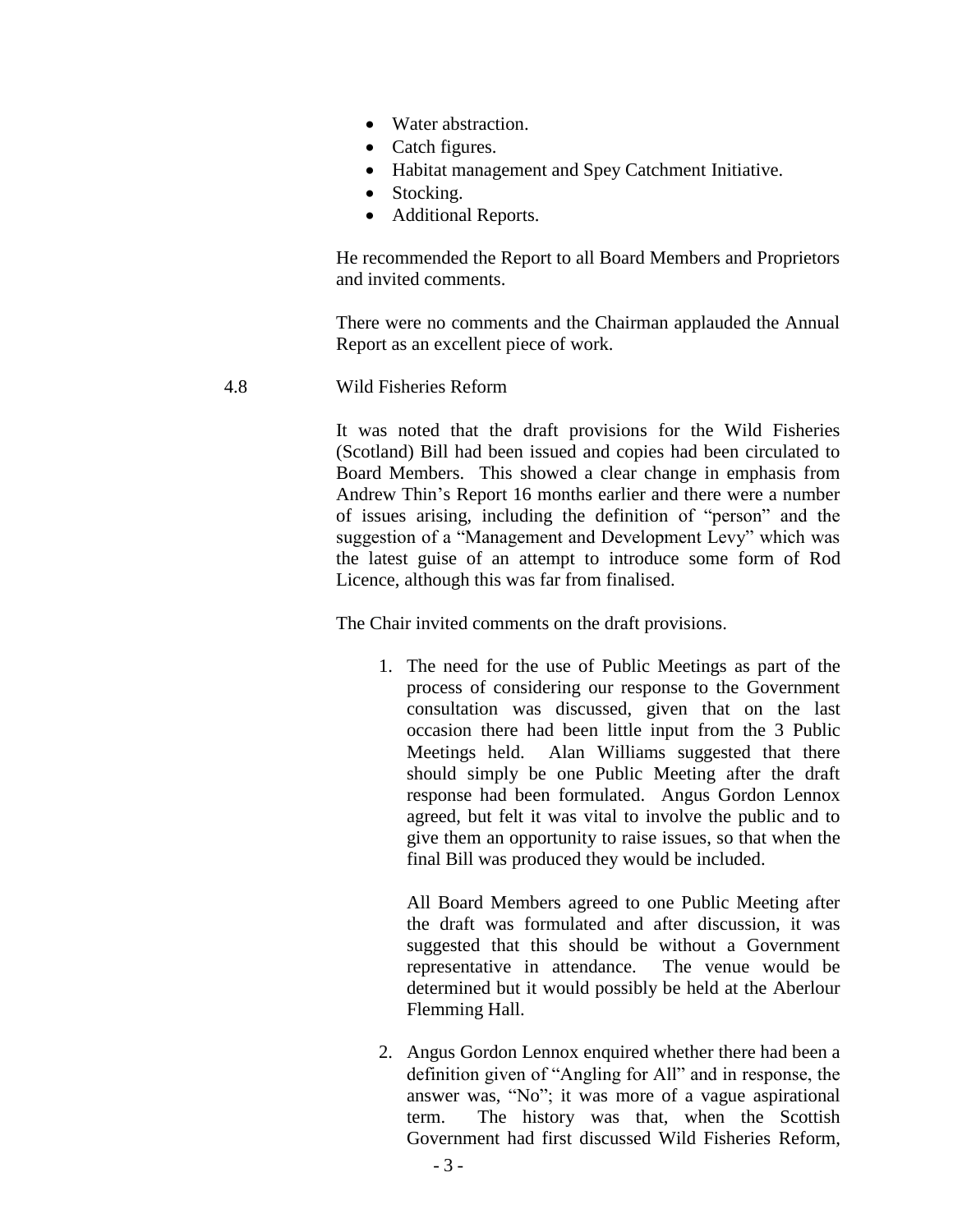- Water abstraction.
- Catch figures.
- Habitat management and Spey Catchment Initiative.
- Stocking.
- Additional Reports.

He recommended the Report to all Board Members and Proprietors and invited comments.

There were no comments and the Chairman applauded the Annual Report as an excellent piece of work.

4.8 Wild Fisheries Reform

It was noted that the draft provisions for the Wild Fisheries (Scotland) Bill had been issued and copies had been circulated to Board Members. This showed a clear change in emphasis from Andrew Thin's Report 16 months earlier and there were a number of issues arising, including the definition of "person" and the suggestion of a "Management and Development Levy" which was the latest guise of an attempt to introduce some form of Rod Licence, although this was far from finalised.

The Chair invited comments on the draft provisions.

1. The need for the use of Public Meetings as part of the process of considering our response to the Government consultation was discussed, given that on the last occasion there had been little input from the 3 Public Meetings held. Alan Williams suggested that there should simply be one Public Meeting after the draft response had been formulated. Angus Gordon Lennox agreed, but felt it was vital to involve the public and to give them an opportunity to raise issues, so that when the final Bill was produced they would be included.

   All Board Members agreed to one Public Meeting after the draft was formulated and after discussion, it was suggested that this should be without a Government representative in attendance. The venue would be determined but it would possibly be held at the Aberlour Flemming Hall.

2. Angus Gordon Lennox enquired whether there had been a definition given of "Angling for All" and in response, the answer was, "No"; it was more of a vague aspirational term. The history was that, when the Scottish Government had first discussed Wild Fisheries Reform,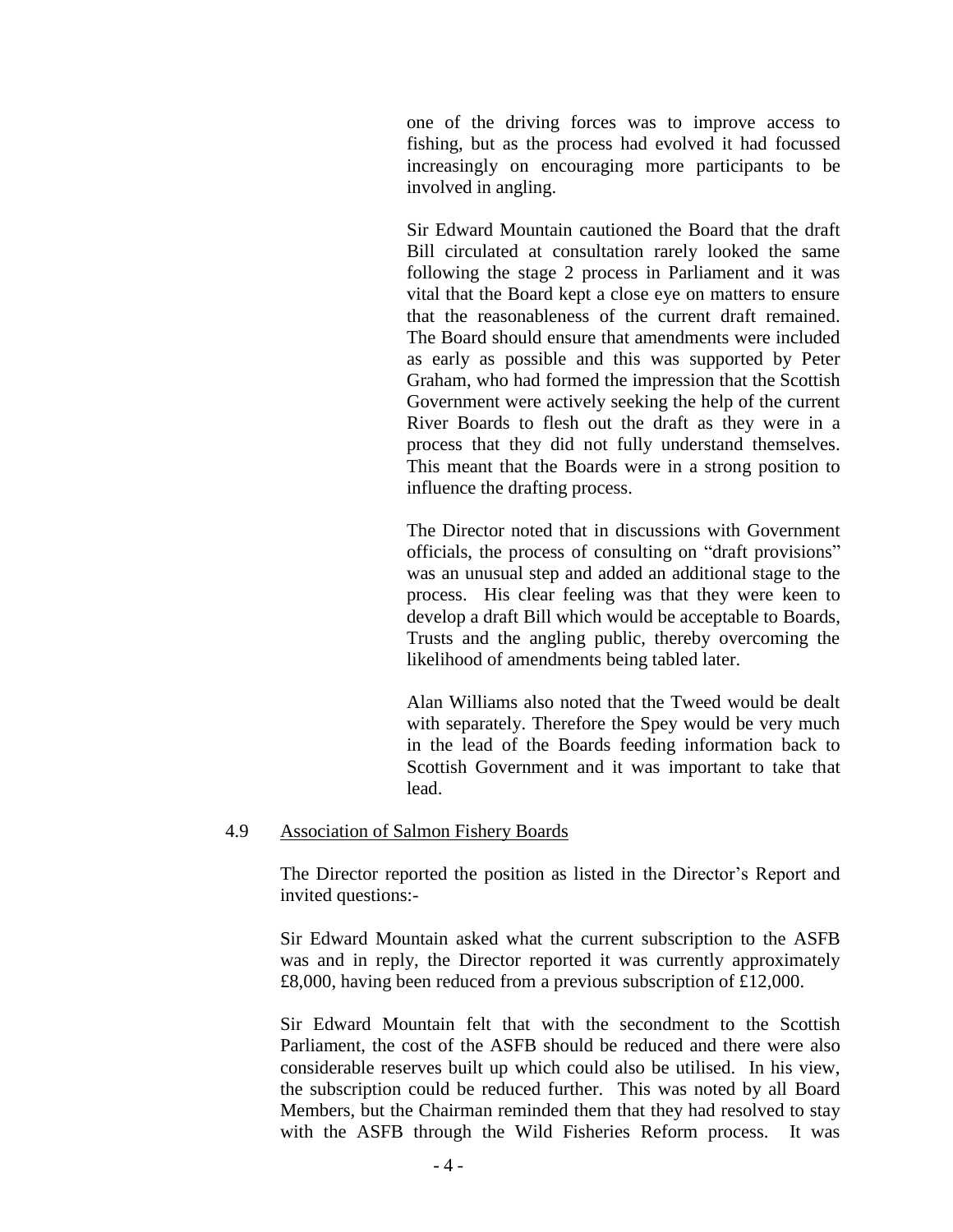one of the driving forces was to improve access to fishing, but as the process had evolved it had focussed increasingly on encouraging more participants to be involved in angling.

Sir Edward Mountain cautioned the Board that the draft Bill circulated at consultation rarely looked the same following the stage 2 process in Parliament and it was vital that the Board kept a close eye on matters to ensure that the reasonableness of the current draft remained. The Board should ensure that amendments were included as early as possible and this was supported by Peter Graham, who had formed the impression that the Scottish Government were actively seeking the help of the current River Boards to flesh out the draft as they were in a process that they did not fully understand themselves. This meant that the Boards were in a strong position to influence the drafting process.

The Director noted that in discussions with Government officials, the process of consulting on "draft provisions" was an unusual step and added an additional stage to the process. His clear feeling was that they were keen to develop a draft Bill which would be acceptable to Boards, Trusts and the angling public, thereby overcoming the likelihood of amendments being tabled later.

Alan Williams also noted that the Tweed would be dealt with separately. Therefore the Spey would be very much in the lead of the Boards feeding information back to Scottish Government and it was important to take that lead.

4.9 Association of Salmon Fishery Boards

The Director reported the position as listed in the Director's Report and invited questions:-

Sir Edward Mountain asked what the current subscription to the ASFB was and in reply, the Director reported it was currently approximately £8,000, having been reduced from a previous subscription of £12,000.

Sir Edward Mountain felt that with the secondment to the Scottish Parliament, the cost of the ASFB should be reduced and there were also considerable reserves built up which could also be utilised. In his view, the subscription could be reduced further. This was noted by all Board Members, but the Chairman reminded them that they had resolved to stay with the ASFB through the Wild Fisheries Reform process. It was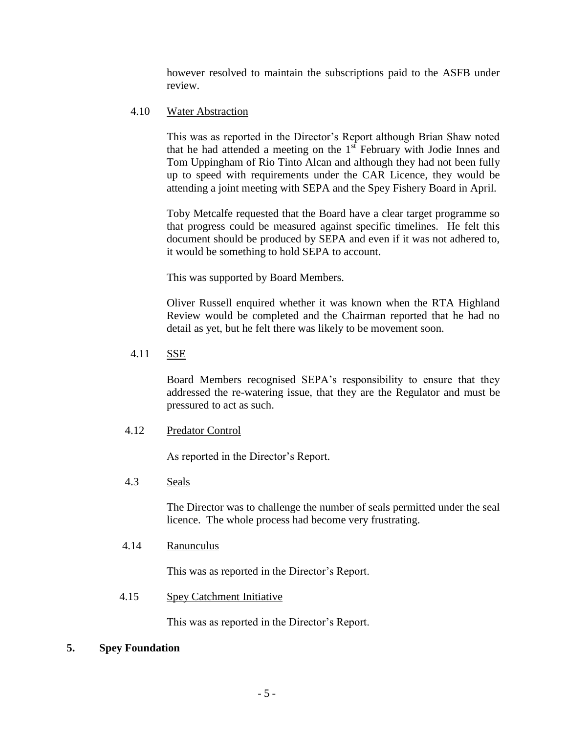however resolved to maintain the subscriptions paid to the ASFB under review.

4.10 Water Abstraction

This was as reported in the Director's Report although Brian Shaw noted that he had attended a meeting on the 1st February with Jodie Innes and Tom Uppingham of Rio Tinto Alcan and although they had not been fully up to speed with requirements under the CAR Licence, they would be attending a joint meeting with SEPA and the Spey Fishery Board in April.

Toby Metcalfe requested that the Board have a clear target programme so that progress could be measured against specific timelines. He felt this document should be produced by SEPA and even if it was not adhered to, it would be something to hold SEPA to account.

This was supported by Board Members.

Oliver Russell enquired whether it was known when the RTA Highland Review would be completed and the Chairman reported that he had no detail as yet, but he felt there was likely to be movement soon.

4.11 SSE

Board Members recognised SEPA's responsibility to ensure that they addressed the re-watering issue, that they are the Regulator and must be pressured to act as such.

4.12 Predator Control

As reported in the Director's Report.

4.3 Seals

The Director was to challenge the number of seals permitted under the seal licence. The whole process had become very frustrating.

4.14 Ranunculus

This was as reported in the Director's Report.

4.15 Spey Catchment Initiative

This was as reported in the Director's Report.

**5. Spey Foundation**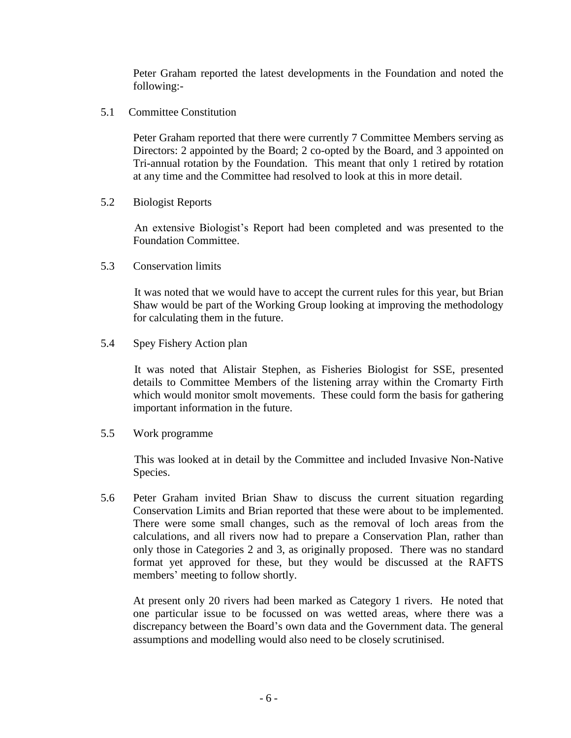Peter Graham reported the latest developments in the Foundation and noted the following:-

5.1 Committee Constitution

Peter Graham reported that there were currently 7 Committee Members serving as Directors: 2 appointed by the Board; 2 co-opted by the Board, and 3 appointed on Tri-annual rotation by the Foundation. This meant that only 1 retired by rotation at any time and the Committee had resolved to look at this in more detail.

5.2 Biologist Reports

An extensive Biologist's Report had been completed and was presented to the Foundation Committee.

5.3 Conservation limits

It was noted that we would have to accept the current rules for this year, but Brian Shaw would be part of the Working Group looking at improving the methodology for calculating them in the future.

5.4 Spey Fishery Action plan

It was noted that Alistair Stephen, as Fisheries Biologist for SSE, presented details to Committee Members of the listening array within the Cromarty Firth which would monitor smolt movements. These could form the basis for gathering important information in the future.

5.5 Work programme

This was looked at in detail by the Committee and included Invasive Non-Native Species.

5.6 Peter Graham invited Brian Shaw to discuss the current situation regarding Conservation Limits and Brian reported that these were about to be implemented. There were some small changes, such as the removal of loch areas from the calculations, and all rivers now had to prepare a Conservation Plan, rather than only those in Categories 2 and 3, as originally proposed. There was no standard format yet approved for these, but they would be discussed at the RAFTS members' meeting to follow shortly.

At present only 20 rivers had been marked as Category 1 rivers. He noted that one particular issue to be focussed on was wetted areas, where there was a discrepancy between the Board's own data and the Government data. The general assumptions and modelling would also need to be closely scrutinised.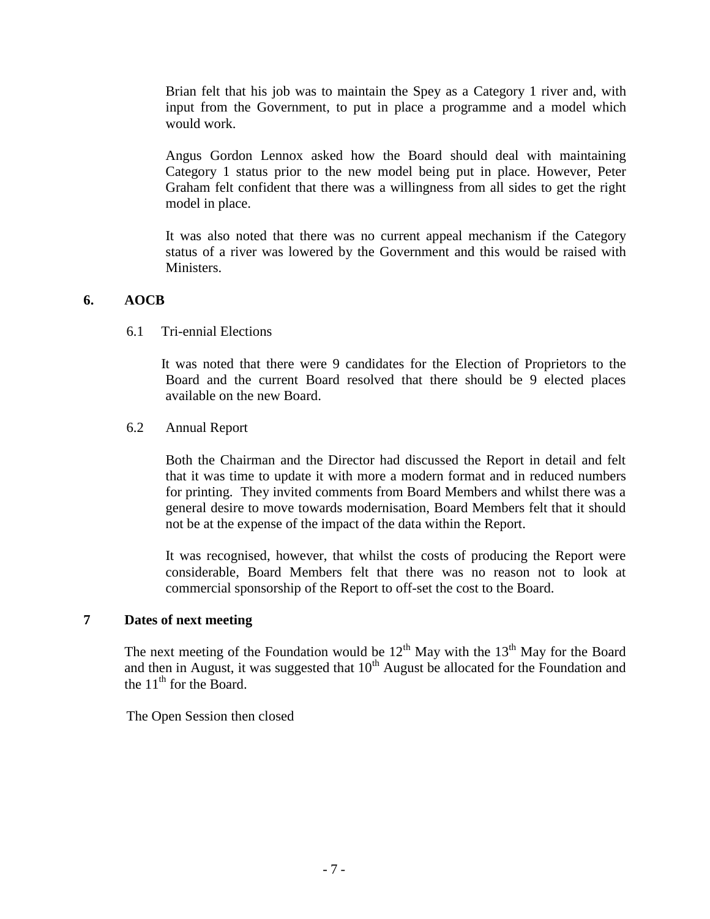Brian felt that his job was to maintain the Spey as a Category 1 river and, with input from the Government, to put in place a programme and a model which would work.

Angus Gordon Lennox asked how the Board should deal with maintaining Category 1 status prior to the new model being put in place. However, Peter Graham felt confident that there was a willingness from all sides to get the right model in place.

It was also noted that there was no current appeal mechanism if the Category status of a river was lowered by the Government and this would be raised with Ministers.

## 6. AOCB

6.1 Tri-ennial Elections

It was noted that there were 9 candidates for the Election of Proprietors to the Board and the current Board resolved that there should be 9 elected places available on the new Board.

6.2 Annual Report

Both the Chairman and the Director had discussed the Report in detail and felt that it was time to update it with more a modern format and in reduced numbers for printing. They invited comments from Board Members and whilst there was a general desire to move towards modernisation, Board Members felt that it should not be at the expense of the impact of the data within the Report.

It was recognised, however, that whilst the costs of producing the Report were considerable, Board Members felt that there was no reason not to look at commercial sponsorship of the Report to off-set the cost to the Board.

## 7 Dates of next meeting

The next meeting of the Foundation would be 12th May with the 13th May for the Board and then in August, it was suggested that 10th August be allocated for the Foundation and the 11th for the Board.

The Open Session then closed